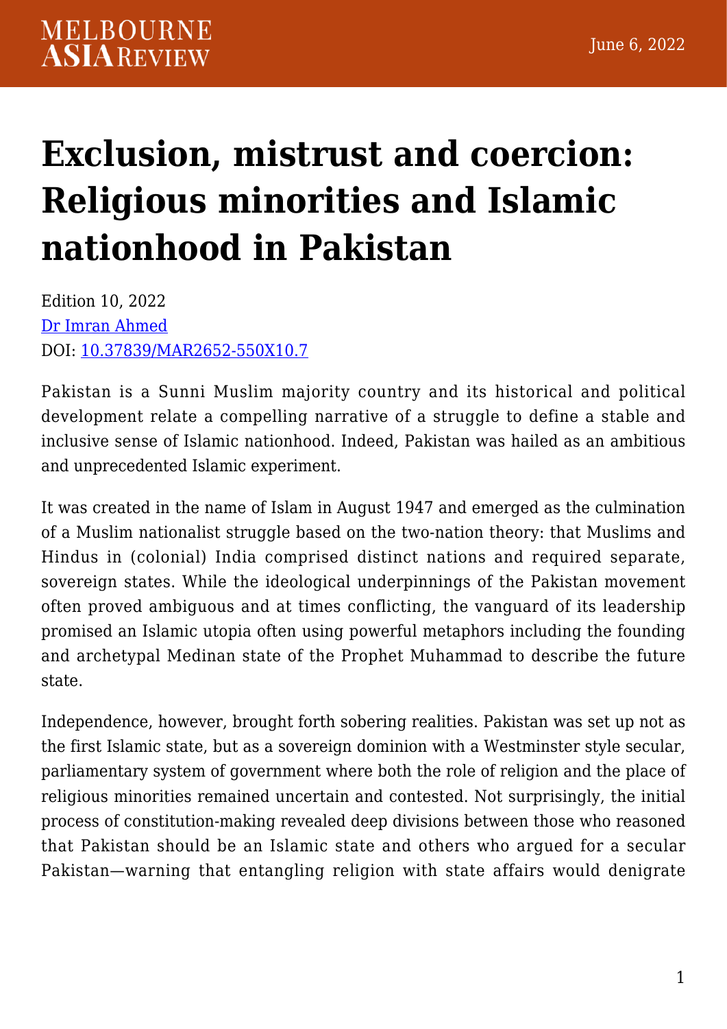# Exclusion, mistrust and coercion: Religious minorities and Islamic nationhood in Pakistan

Edition 10, 2022
[Dr Imran Ahmed](#)
DOI: [10.37839/MAR2652-550X10.7](#)

Pakistan is a Sunni Muslim majority country and its historical and political development relate a compelling narrative of a struggle to define a stable and inclusive sense of Islamic nationhood. Indeed, Pakistan was hailed as an ambitious and unprecedented Islamic experiment.

It was created in the name of Islam in August 1947 and emerged as the culmination of a Muslim nationalist struggle based on the two-nation theory: that Muslims and Hindus in (colonial) India comprised distinct nations and required separate, sovereign states. While the ideological underpinnings of the Pakistan movement often proved ambiguous and at times conflicting, the vanguard of its leadership promised an Islamic utopia often using powerful metaphors including the founding and archetypal Medinan state of the Prophet Muhammad to describe the future state.

Independence, however, brought forth sobering realities. Pakistan was set up not as the first Islamic state, but as a sovereign dominion with a Westminster style secular, parliamentary system of government where both the role of religion and the place of religious minorities remained uncertain and contested. Not surprisingly, the initial process of constitution-making revealed deep divisions between those who reasoned that Pakistan should be an Islamic state and others who argued for a secular Pakistan—warning that entangling religion with state affairs would denigrate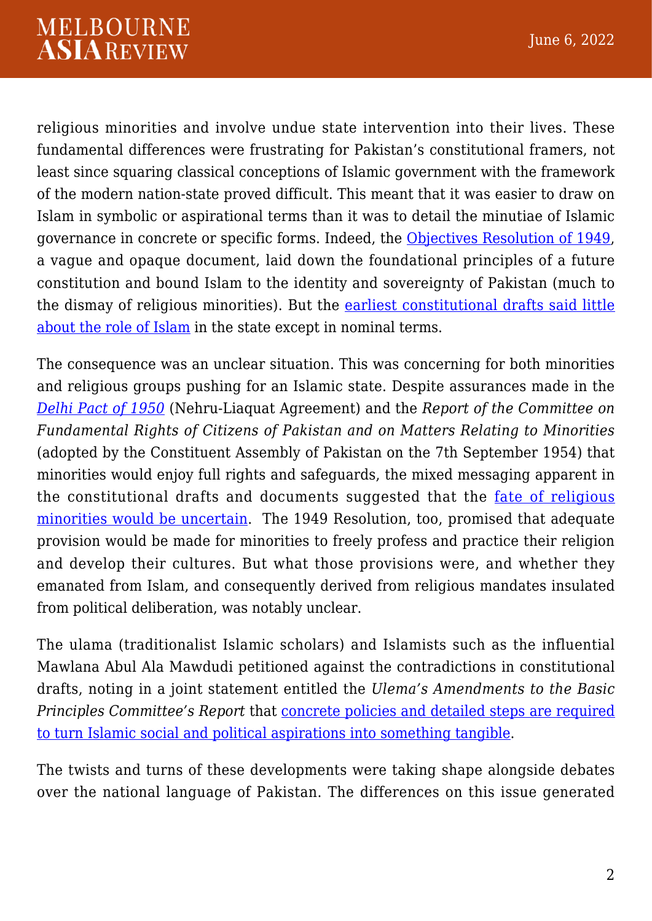religious minorities and involve undue state intervention into their lives. These fundamental differences were frustrating for Pakistan's constitutional framers, not least since squaring classical conceptions of Islamic government with the framework of the modern nation-state proved difficult. This meant that it was easier to draw on Islam in symbolic or aspirational terms than it was to detail the minutiae of Islamic governance in concrete or specific forms. Indeed, the Objectives Resolution of 1949, a vague and opaque document, laid down the foundational principles of a future constitution and bound Islam to the identity and sovereignty of Pakistan (much to the dismay of religious minorities). But the earliest constitutional drafts said little about the role of Islam in the state except in nominal terms.

The consequence was an unclear situation. This was concerning for both minorities and religious groups pushing for an Islamic state. Despite assurances made in the *Delhi Pact of 1950* (Nehru-Liaquat Agreement) and the *Report of the Committee on Fundamental Rights of Citizens of Pakistan and on Matters Relating to Minorities* (adopted by the Constituent Assembly of Pakistan on the 7th September 1954) that minorities would enjoy full rights and safeguards, the mixed messaging apparent in the constitutional drafts and documents suggested that the fate of religious minorities would be uncertain. The 1949 Resolution, too, promised that adequate provision would be made for minorities to freely profess and practice their religion and develop their cultures. But what those provisions were, and whether they emanated from Islam, and consequently derived from religious mandates insulated from political deliberation, was notably unclear.

The ulama (traditionalist Islamic scholars) and Islamists such as the influential Mawlana Abul Ala Mawdudi petitioned against the contradictions in constitutional drafts, noting in a joint statement entitled the *Ulema's Amendments to the Basic Principles Committee's Report* that concrete policies and detailed steps are required to turn Islamic social and political aspirations into something tangible.

The twists and turns of these developments were taking shape alongside debates over the national language of Pakistan. The differences on this issue generated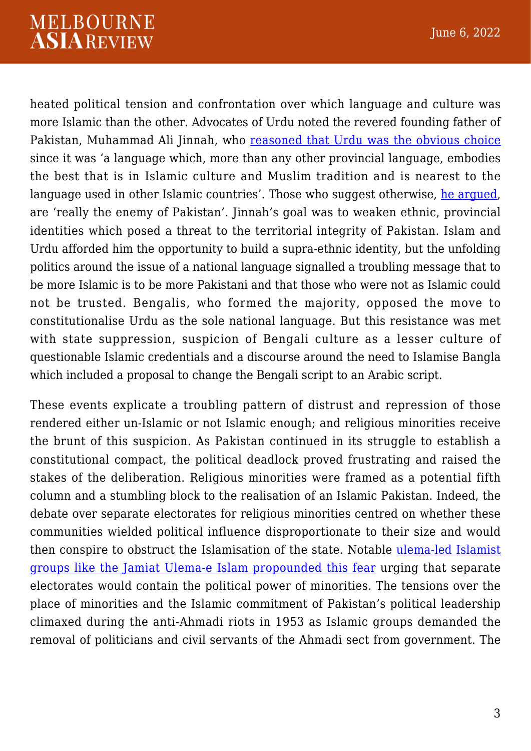heated political tension and confrontation over which language and culture was more Islamic than the other. Advocates of Urdu noted the revered founding father of Pakistan, Muhammad Ali Jinnah, who reasoned that Urdu was the obvious choice since it was 'a language which, more than any other provincial language, embodies the best that is in Islamic culture and Muslim tradition and is nearest to the language used in other Islamic countries'. Those who suggest otherwise, he argued, are 'really the enemy of Pakistan'. Jinnah's goal was to weaken ethnic, provincial identities which posed a threat to the territorial integrity of Pakistan. Islam and Urdu afforded him the opportunity to build a supra-ethnic identity, but the unfolding politics around the issue of a national language signalled a troubling message that to be more Islamic is to be more Pakistani and that those who were not as Islamic could not be trusted. Bengalis, who formed the majority, opposed the move to constitutionalise Urdu as the sole national language. But this resistance was met with state suppression, suspicion of Bengali culture as a lesser culture of questionable Islamic credentials and a discourse around the need to Islamise Bangla which included a proposal to change the Bengali script to an Arabic script.

These events explicate a troubling pattern of distrust and repression of those rendered either un-Islamic or not Islamic enough; and religious minorities receive the brunt of this suspicion. As Pakistan continued in its struggle to establish a constitutional compact, the political deadlock proved frustrating and raised the stakes of the deliberation. Religious minorities were framed as a potential fifth column and a stumbling block to the realisation of an Islamic Pakistan. Indeed, the debate over separate electorates for religious minorities centred on whether these communities wielded political influence disproportionate to their size and would then conspire to obstruct the Islamisation of the state. Notable ulema-led Islamist groups like the Jamiat Ulema-e Islam propounded this fear urging that separate electorates would contain the political power of minorities. The tensions over the place of minorities and the Islamic commitment of Pakistan's political leadership climaxed during the anti-Ahmadi riots in 1953 as Islamic groups demanded the removal of politicians and civil servants of the Ahmadi sect from government. The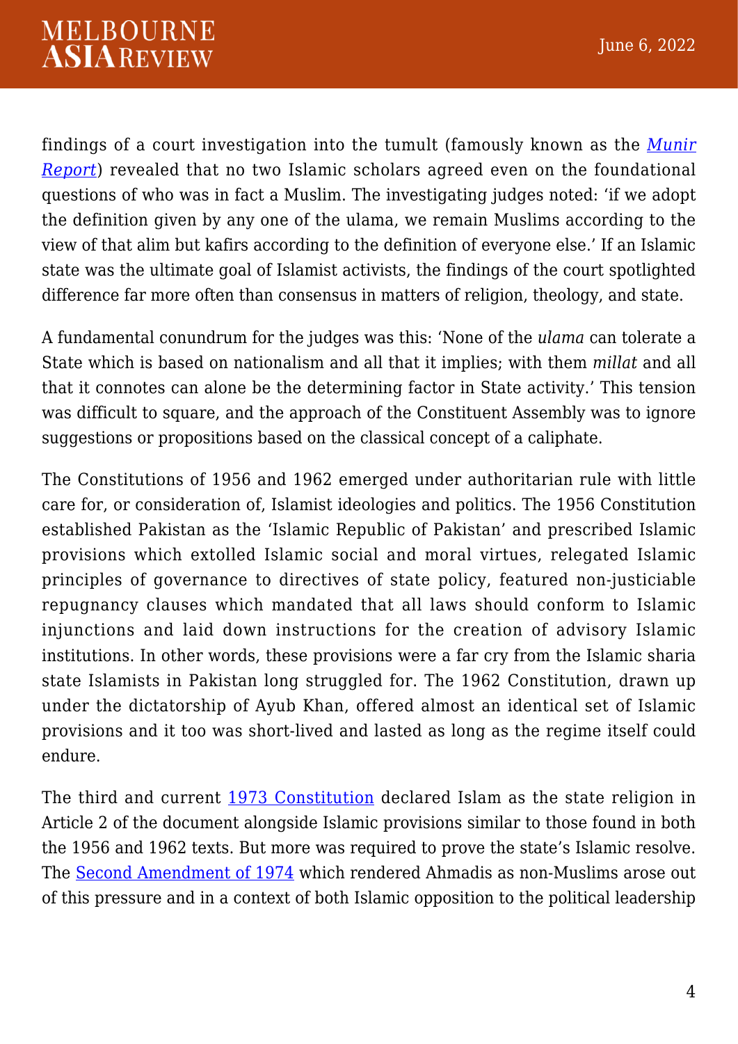findings of a court investigation into the tumult (famously known as the *Munir Report*) revealed that no two Islamic scholars agreed even on the foundational questions of who was in fact a Muslim. The investigating judges noted: 'if we adopt the definition given by any one of the ulama, we remain Muslims according to the view of that alim but kafirs according to the definition of everyone else.' If an Islamic state was the ultimate goal of Islamist activists, the findings of the court spotlighted difference far more often than consensus in matters of religion, theology, and state.

A fundamental conundrum for the judges was this: 'None of the *ulama* can tolerate a State which is based on nationalism and all that it implies; with them *millat* and all that it connotes can alone be the determining factor in State activity.' This tension was difficult to square, and the approach of the Constituent Assembly was to ignore suggestions or propositions based on the classical concept of a caliphate.

The Constitutions of 1956 and 1962 emerged under authoritarian rule with little care for, or consideration of, Islamist ideologies and politics. The 1956 Constitution established Pakistan as the 'Islamic Republic of Pakistan' and prescribed Islamic provisions which extolled Islamic social and moral virtues, relegated Islamic principles of governance to directives of state policy, featured non-justiciable repugnancy clauses which mandated that all laws should conform to Islamic injunctions and laid down instructions for the creation of advisory Islamic institutions. In other words, these provisions were a far cry from the Islamic sharia state Islamists in Pakistan long struggled for. The 1962 Constitution, drawn up under the dictatorship of Ayub Khan, offered almost an identical set of Islamic provisions and it too was short-lived and lasted as long as the regime itself could endure.

The third and current 1973 Constitution declared Islam as the state religion in Article 2 of the document alongside Islamic provisions similar to those found in both the 1956 and 1962 texts. But more was required to prove the state's Islamic resolve. The Second Amendment of 1974 which rendered Ahmadis as non-Muslims arose out of this pressure and in a context of both Islamic opposition to the political leadership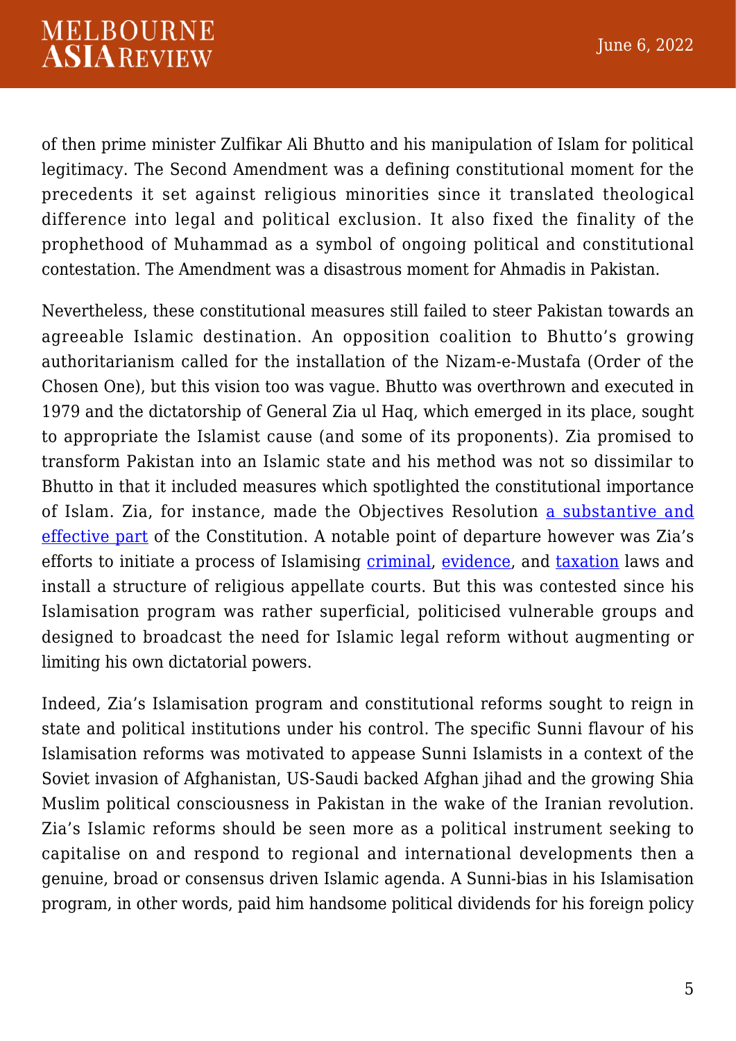of then prime minister Zulfikar Ali Bhutto and his manipulation of Islam for political legitimacy. The Second Amendment was a defining constitutional moment for the precedents it set against religious minorities since it translated theological difference into legal and political exclusion. It also fixed the finality of the prophethood of Muhammad as a symbol of ongoing political and constitutional contestation. The Amendment was a disastrous moment for Ahmadis in Pakistan.

Nevertheless, these constitutional measures still failed to steer Pakistan towards an agreeable Islamic destination. An opposition coalition to Bhutto's growing authoritarianism called for the installation of the Nizam-e-Mustafa (Order of the Chosen One), but this vision too was vague. Bhutto was overthrown and executed in 1979 and the dictatorship of General Zia ul Haq, which emerged in its place, sought to appropriate the Islamist cause (and some of its proponents). Zia promised to transform Pakistan into an Islamic state and his method was not so dissimilar to Bhutto in that it included measures which spotlighted the constitutional importance of Islam. Zia, for instance, made the Objectives Resolution a substantive and effective part of the Constitution. A notable point of departure however was Zia's efforts to initiate a process of Islamising criminal, evidence, and taxation laws and install a structure of religious appellate courts. But this was contested since his Islamisation program was rather superficial, politicised vulnerable groups and designed to broadcast the need for Islamic legal reform without augmenting or limiting his own dictatorial powers.

Indeed, Zia's Islamisation program and constitutional reforms sought to reign in state and political institutions under his control. The specific Sunni flavour of his Islamisation reforms was motivated to appease Sunni Islamists in a context of the Soviet invasion of Afghanistan, US-Saudi backed Afghan jihad and the growing Shia Muslim political consciousness in Pakistan in the wake of the Iranian revolution. Zia's Islamic reforms should be seen more as a political instrument seeking to capitalise on and respond to regional and international developments then a genuine, broad or consensus driven Islamic agenda. A Sunni-bias in his Islamisation program, in other words, paid him handsome political dividends for his foreign policy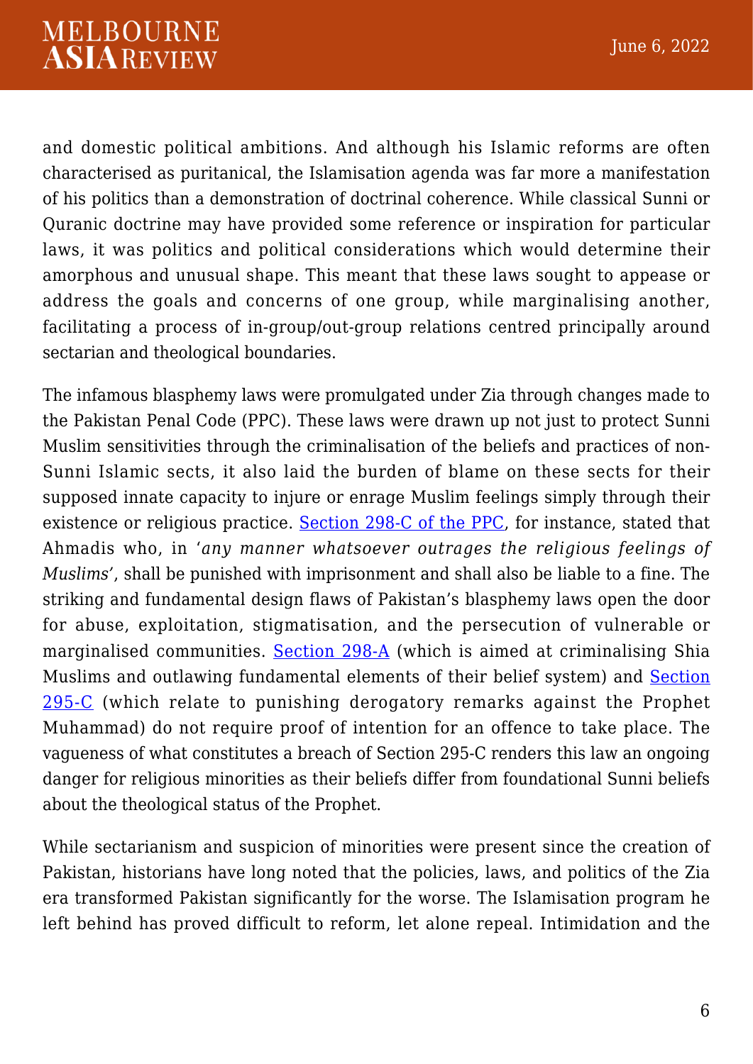and domestic political ambitions. And although his Islamic reforms are often characterised as puritanical, the Islamisation agenda was far more a manifestation of his politics than a demonstration of doctrinal coherence. While classical Sunni or Quranic doctrine may have provided some reference or inspiration for particular laws, it was politics and political considerations which would determine their amorphous and unusual shape. This meant that these laws sought to appease or address the goals and concerns of one group, while marginalising another, facilitating a process of in-group/out-group relations centred principally around sectarian and theological boundaries.

The infamous blasphemy laws were promulgated under Zia through changes made to the Pakistan Penal Code (PPC). These laws were drawn up not just to protect Sunni Muslim sensitivities through the criminalisation of the beliefs and practices of non-Sunni Islamic sects, it also laid the burden of blame on these sects for their supposed innate capacity to injure or enrage Muslim feelings simply through their existence or religious practice. Section 298-C of the PPC, for instance, stated that Ahmadis who, in '*any manner whatsoever outrages the religious feelings of Muslims*', shall be punished with imprisonment and shall also be liable to a fine. The striking and fundamental design flaws of Pakistan's blasphemy laws open the door for abuse, exploitation, stigmatisation, and the persecution of vulnerable or marginalised communities. Section 298-A (which is aimed at criminalising Shia Muslims and outlawing fundamental elements of their belief system) and Section 295-C (which relate to punishing derogatory remarks against the Prophet Muhammad) do not require proof of intention for an offence to take place. The vagueness of what constitutes a breach of Section 295-C renders this law an ongoing danger for religious minorities as their beliefs differ from foundational Sunni beliefs about the theological status of the Prophet.

While sectarianism and suspicion of minorities were present since the creation of Pakistan, historians have long noted that the policies, laws, and politics of the Zia era transformed Pakistan significantly for the worse. The Islamisation program he left behind has proved difficult to reform, let alone repeal. Intimidation and the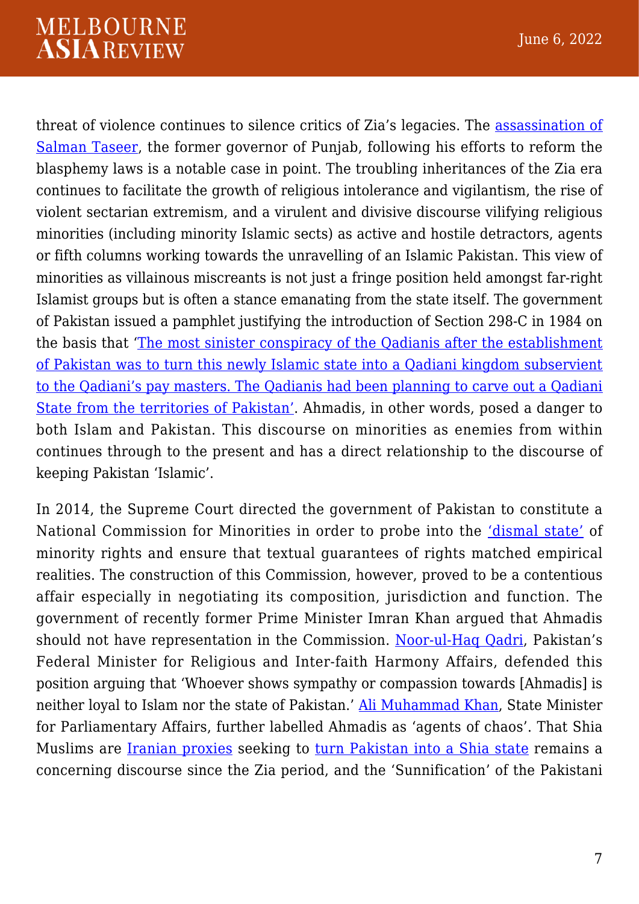threat of violence continues to silence critics of Zia's legacies. The assassination of Salman Taseer, the former governor of Punjab, following his efforts to reform the blasphemy laws is a notable case in point. The troubling inheritances of the Zia era continues to facilitate the growth of religious intolerance and vigilantism, the rise of violent sectarian extremism, and a virulent and divisive discourse vilifying religious minorities (including minority Islamic sects) as active and hostile detractors, agents or fifth columns working towards the unravelling of an Islamic Pakistan. This view of minorities as villainous miscreants is not just a fringe position held amongst far-right Islamist groups but is often a stance emanating from the state itself. The government of Pakistan issued a pamphlet justifying the introduction of Section 298-C in 1984 on the basis that 'The most sinister conspiracy of the Qadianis after the establishment of Pakistan was to turn this newly Islamic state into a Qadiani kingdom subservient to the Qadiani's pay masters. The Qadianis had been planning to carve out a Qadiani State from the territories of Pakistan'. Ahmadis, in other words, posed a danger to both Islam and Pakistan. This discourse on minorities as enemies from within continues through to the present and has a direct relationship to the discourse of keeping Pakistan 'Islamic'.

In 2014, the Supreme Court directed the government of Pakistan to constitute a National Commission for Minorities in order to probe into the 'dismal state' of minority rights and ensure that textual guarantees of rights matched empirical realities. The construction of this Commission, however, proved to be a contentious affair especially in negotiating its composition, jurisdiction and function. The government of recently former Prime Minister Imran Khan argued that Ahmadis should not have representation in the Commission. Noor-ul-Haq Qadri, Pakistan's Federal Minister for Religious and Inter-faith Harmony Affairs, defended this position arguing that 'Whoever shows sympathy or compassion towards [Ahmadis] is neither loyal to Islam nor the state of Pakistan.' Ali Muhammad Khan, State Minister for Parliamentary Affairs, further labelled Ahmadis as 'agents of chaos'. That Shia Muslims are Iranian proxies seeking to turn Pakistan into a Shia state remains a concerning discourse since the Zia period, and the 'Sunnification' of the Pakistani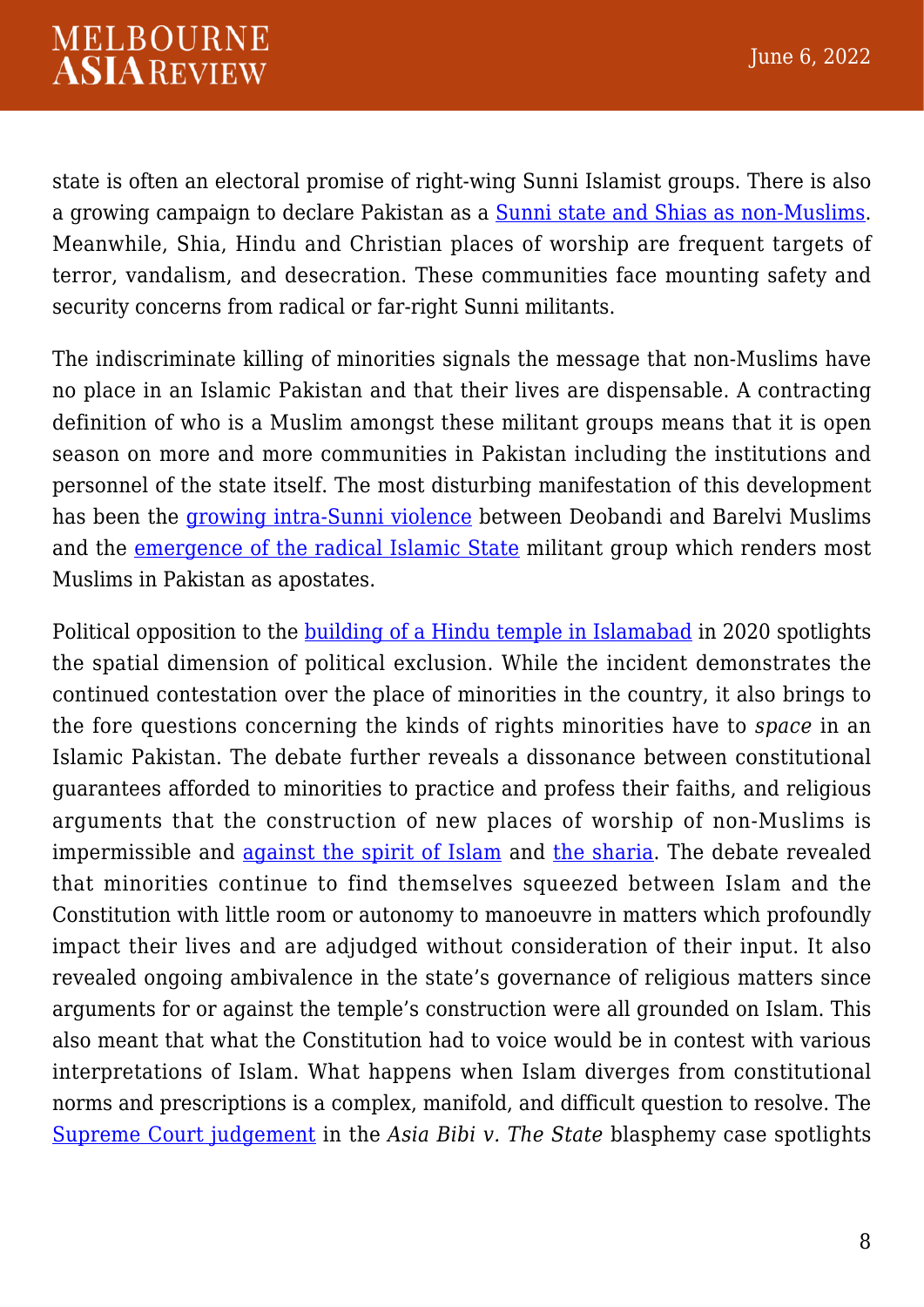state is often an electoral promise of right-wing Sunni Islamist groups. There is also a growing campaign to declare Pakistan as a Sunni state and Shias as non-Muslims. Meanwhile, Shia, Hindu and Christian places of worship are frequent targets of terror, vandalism, and desecration. These communities face mounting safety and security concerns from radical or far-right Sunni militants.

The indiscriminate killing of minorities signals the message that non-Muslims have no place in an Islamic Pakistan and that their lives are dispensable. A contracting definition of who is a Muslim amongst these militant groups means that it is open season on more and more communities in Pakistan including the institutions and personnel of the state itself. The most disturbing manifestation of this development has been the growing intra-Sunni violence between Deobandi and Barelvi Muslims and the emergence of the radical Islamic State militant group which renders most Muslims in Pakistan as apostates.

Political opposition to the building of a Hindu temple in Islamabad in 2020 spotlights the spatial dimension of political exclusion. While the incident demonstrates the continued contestation over the place of minorities in the country, it also brings to the fore questions concerning the kinds of rights minorities have to *space* in an Islamic Pakistan. The debate further reveals a dissonance between constitutional guarantees afforded to minorities to practice and profess their faiths, and religious arguments that the construction of new places of worship of non-Muslims is impermissible and against the spirit of Islam and the sharia. The debate revealed that minorities continue to find themselves squeezed between Islam and the Constitution with little room or autonomy to manoeuvre in matters which profoundly impact their lives and are adjudged without consideration of their input. It also revealed ongoing ambivalence in the state's governance of religious matters since arguments for or against the temple's construction were all grounded on Islam. This also meant that what the Constitution had to voice would be in contest with various interpretations of Islam. What happens when Islam diverges from constitutional norms and prescriptions is a complex, manifold, and difficult question to resolve. The Supreme Court judgement in the *Asia Bibi v. The State* blasphemy case spotlights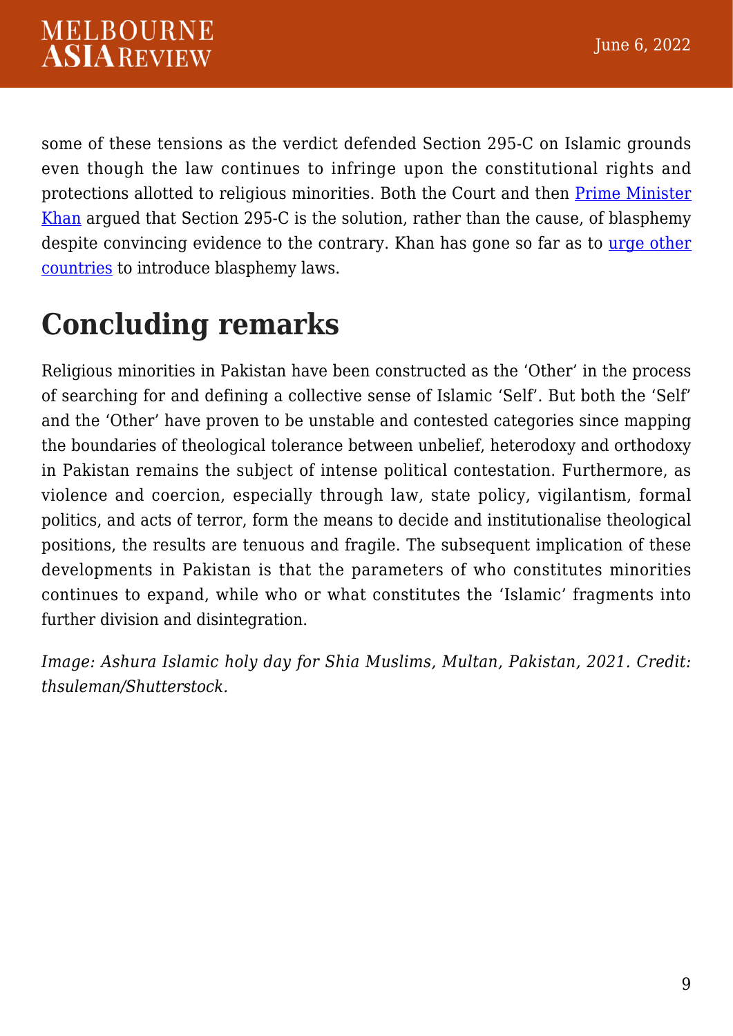some of these tensions as the verdict defended Section 295-C on Islamic grounds even though the law continues to infringe upon the constitutional rights and protections allotted to religious minorities. Both the Court and then Prime Minister Khan argued that Section 295-C is the solution, rather than the cause, of blasphemy despite convincing evidence to the contrary. Khan has gone so far as to urge other countries to introduce blasphemy laws.

## Concluding remarks

Religious minorities in Pakistan have been constructed as the 'Other' in the process of searching for and defining a collective sense of Islamic 'Self'. But both the 'Self' and the 'Other' have proven to be unstable and contested categories since mapping the boundaries of theological tolerance between unbelief, heterodoxy and orthodoxy in Pakistan remains the subject of intense political contestation. Furthermore, as violence and coercion, especially through law, state policy, vigilantism, formal politics, and acts of terror, form the means to decide and institutionalise theological positions, the results are tenuous and fragile. The subsequent implication of these developments in Pakistan is that the parameters of who constitutes minorities continues to expand, while who or what constitutes the 'Islamic' fragments into further division and disintegration.

*Image: Ashura Islamic holy day for Shia Muslims, Multan, Pakistan, 2021. Credit: thsuleman/Shutterstock.*